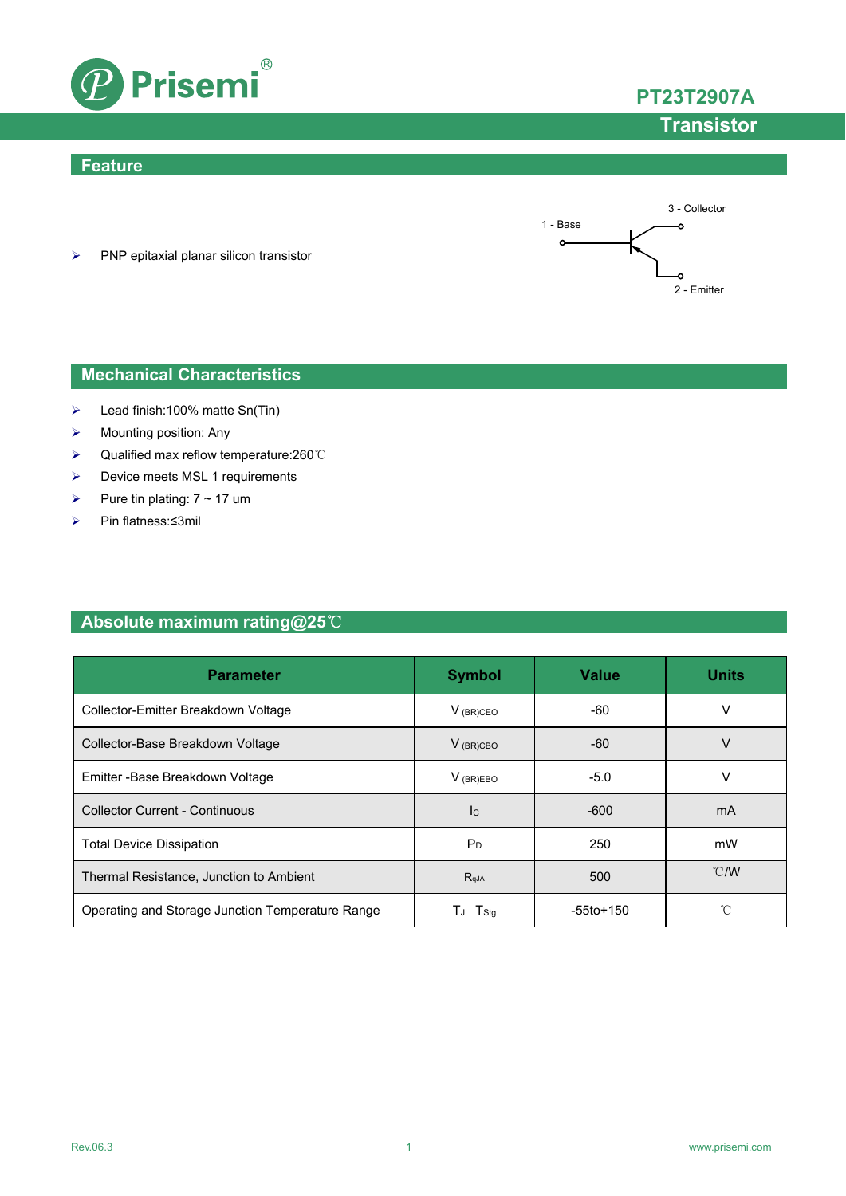# PT23T2907A

## Transistor

## Feature

- PNP epitaxial planar silicon transistor

1 - Base

3 - Collector

2 - Emitter

## Mechanical Characteristics

- Lead finish:100% matte Sn(Tin)
- Mounting position: Any
- Qualified max reflow temperature:260℃
- Device meets MSL 1 requirements
- Pure tin plating: 7 ~ 17 um
- Pin flatness:≤3mil

## Absolute maximum rating@25℃

| Parameter | Symbol | Value | Units |
|---|---|---|---|
| Collector-Emitter Breakdown Voltage | $V_{(BR)CEO}$ | -60 | V |
| Collector-Base Breakdown Voltage | $V_{(BR)CBO}$ | -60 | V |
| Emitter -Base Breakdown Voltage | $V_{(BR)EBO}$ | -5.0 | V |
| Collector Current - Continuous | $I_C$ | -600 | mA |
| Total Device Dissipation | $P_D$ | 250 | mW |
| Thermal Resistance, Junction to Ambient | $R_{qJA}$ | 500 | ℃/W |
| Operating and Storage Junction Temperature Range | $T_J$ $T_{Stg}$ | -55to+150 | ℃ |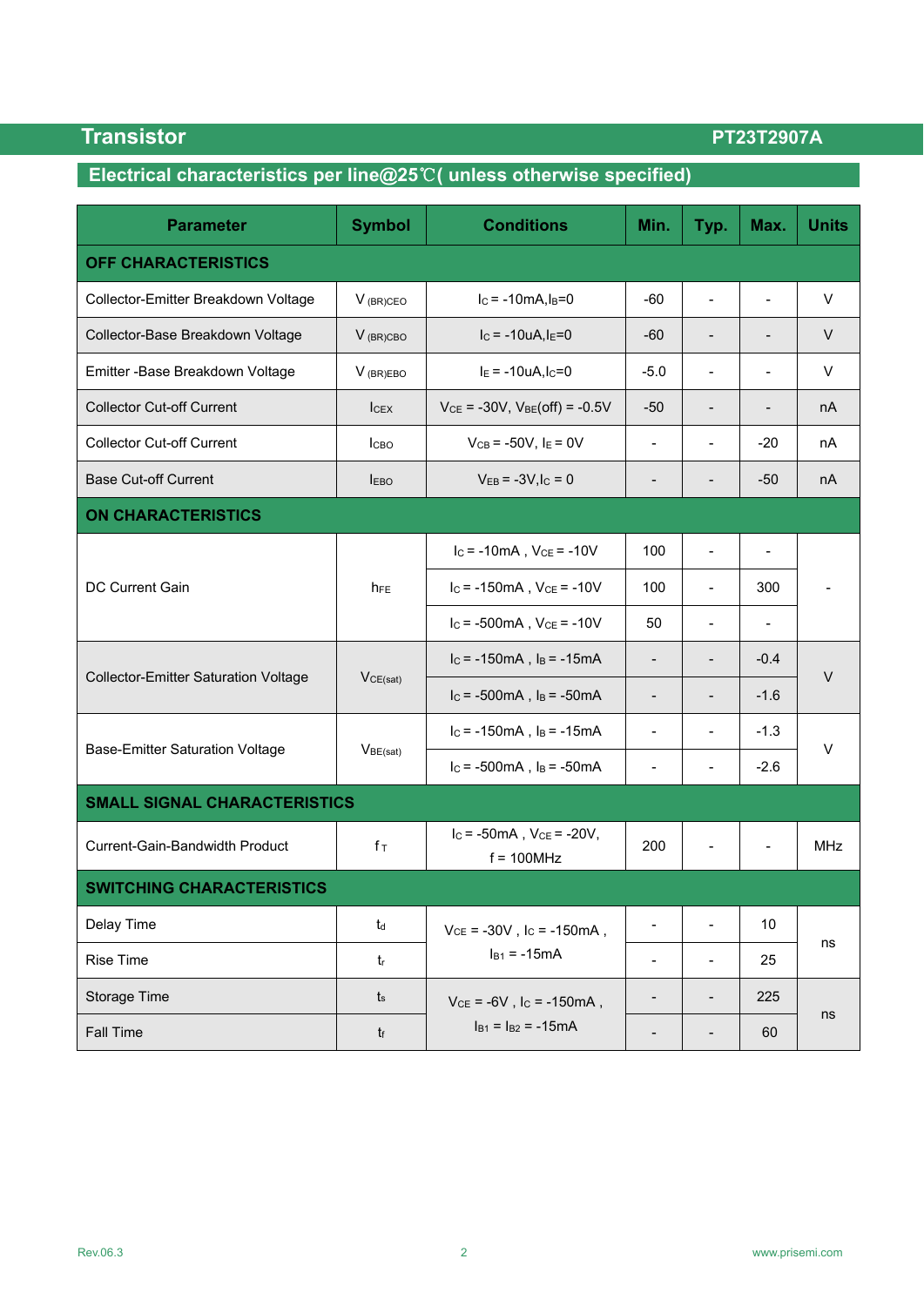## Electrical characteristics per line@25℃( unless otherwise specified)

| Parameter | Symbol | Conditions | Min. | Typ. | Max. | Units |
|---|---|---|---|---|---|---|
| **OFF CHARACTERISTICS** | | | | | | |
| Collector-Emitter Breakdown Voltage | $V_{(BR)CEO}$ | $I_C$ = -10mA, $I_B$=0 | -60 | - | - | V |
| Collector-Base Breakdown Voltage | $V_{(BR)CBO}$ | $I_C$ = -10uA, $I_E$=0 | -60 | - | - | V |
| Emitter -Base Breakdown Voltage | $V_{(BR)EBO}$ | $I_E$ = -10uA, $I_C$=0 | -5.0 | - | - | V |
| Collector Cut-off Current | $I_{CEX}$ | $V_{CE}$ = -30V, $V_{BE(off)}$ = -0.5V | -50 | - | - | nA |
| Collector Cut-off Current | $I_{CBO}$ | $V_{CB}$ = -50V, $I_E$ = 0V | - | - | -20 | nA |
| Base Cut-off Current | $I_{EBO}$ | $V_{EB}$ = -3V, $I_C$ = 0 | - | - | -50 | nA |
| **ON CHARACTERISTICS** | | | | | | |
| DC Current Gain | $h_{FE}$ | $I_C$ = -10mA , $V_{CE}$ = -10V | 100 | - | - | - |
| | | $I_C$ = -150mA , $V_{CE}$ = -10V | 100 | - | 300 | |
| | | $I_C$ = -500mA , $V_{CE}$ = -10V | 50 | - | - | |
| Collector-Emitter Saturation Voltage | $V_{CE(sat)}$ | $I_C$ = -150mA , $I_B$ = -15mA | - | - | -0.4 | V |
| | | $I_C$ = -500mA , $I_B$ = -50mA | - | - | -1.6 | |
| Base-Emitter Saturation Voltage | $V_{BE(sat)}$ | $I_C$ = -150mA , $I_B$ = -15mA | - | - | -1.3 | V |
| | | $I_C$ = -500mA , $I_B$ = -50mA | - | - | -2.6 | |
| **SMALL SIGNAL CHARACTERISTICS** | | | | | | |
| Current-Gain-Bandwidth Product | $f_T$ | $I_C$ = -50mA , $V_{CE}$ = -20V, f = 100MHz | 200 | - | - | MHz |
| **SWITCHING CHARACTERISTICS** | | | | | | |
| Delay Time | $t_d$ | $V_{CE}$ = -30V , $I_C$ = -150mA , $I_{B1}$ = -15mA | - | - | 10 | ns |
| Rise Time | $t_r$ | | - | - | 25 | |
| Storage Time | $t_s$ | $V_{CE}$ = -6V , $I_C$ = -150mA , $I_{B1}$ = $I_{B2}$ = -15mA | - | - | 225 | ns |
| Fall Time | $t_f$ | | - | - | 60 | |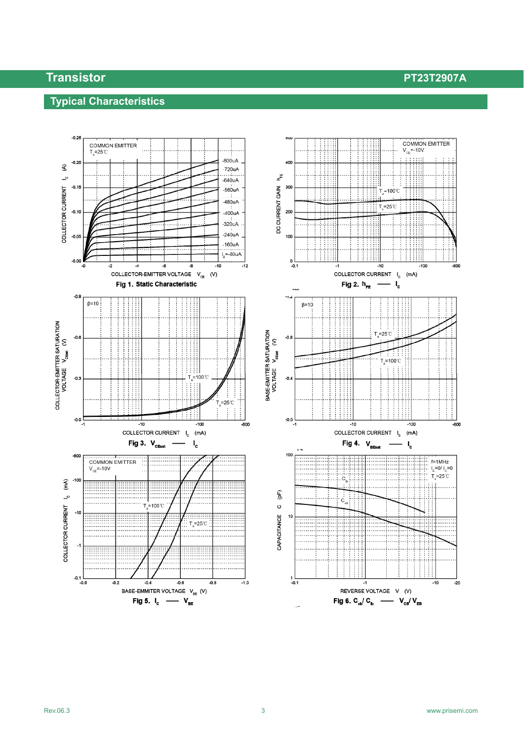## Typical Characteristics

Fig 1. Static Characteristic

Fig 2. $h_{FE}$ — $I_C$

Fig 3. $V_{CEsat}$ — $I_C$

Fig 4. $V_{BEsat}$ — $I_C$

Fig 5. $I_C$ — $V_{BE}$

Fig 6. $C_{ob}$/ $C_{ib}$ — $V_{CB}$/ $V_{EB}$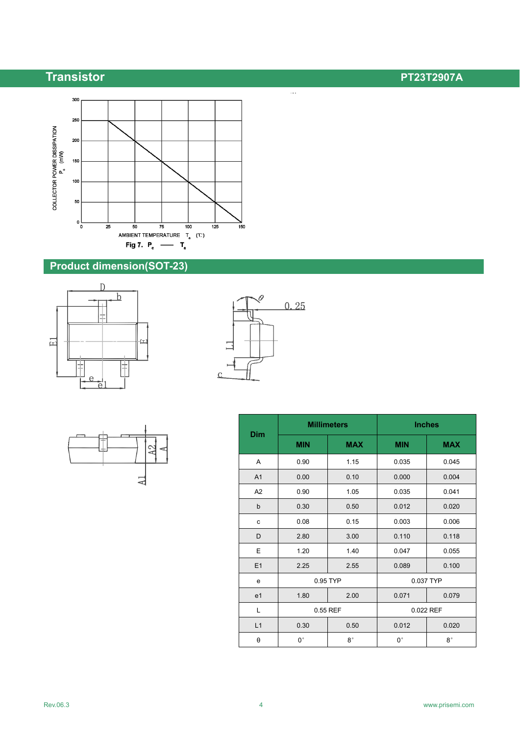Fig 7. $P_c$ —— $T_a$

## Product dimension(SOT-23)

| Dim | Millimeters | | Inches | |
|---|---|---|---|---|
| | MIN | MAX | MIN | MAX |
| A | 0.90 | 1.15 | 0.035 | 0.045 |
| A1 | 0.00 | 0.10 | 0.000 | 0.004 |
| A2 | 0.90 | 1.05 | 0.035 | 0.041 |
| b | 0.30 | 0.50 | 0.012 | 0.020 |
| c | 0.08 | 0.15 | 0.003 | 0.006 |
| D | 2.80 | 3.00 | 0.110 | 0.118 |
| E | 1.20 | 1.40 | 0.047 | 0.055 |
| E1 | 2.25 | 2.55 | 0.089 | 0.100 |
| e | 0.95 TYP | | 0.037 TYP | |
| e1 | 1.80 | 2.00 | 0.071 | 0.079 |
| L | 0.55 REF | | 0.022 REF | |
| L1 | 0.30 | 0.50 | 0.012 | 0.020 |
| θ | 0° | 8° | 0° | 8° |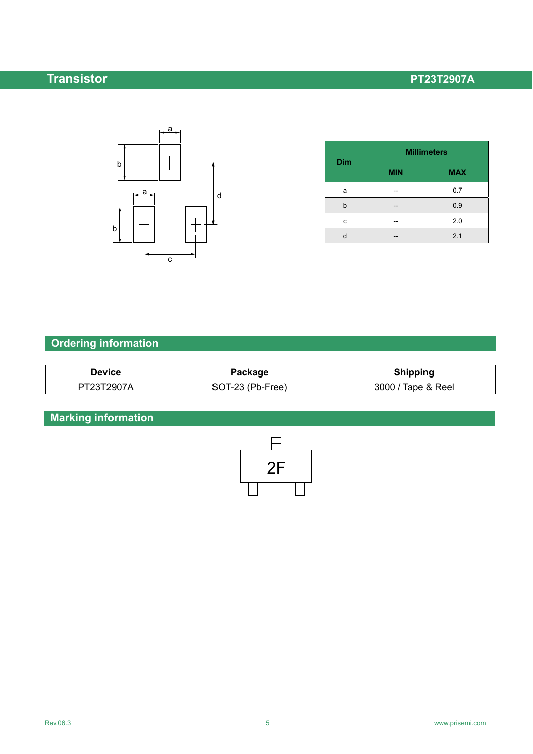| Dim | Millimeters | |
|---|---|---|
| | MIN | MAX |
| a | -- | 0.7 |
| b | -- | 0.9 |
| c | -- | 2.0 |
| d | -- | 2.1 |

## Ordering information

| Device | Package | Shipping |
|---|---|---|
| PT23T2907A | SOT-23 (Pb-Free) | 3000 / Tape & Reel |

## Marking information

2F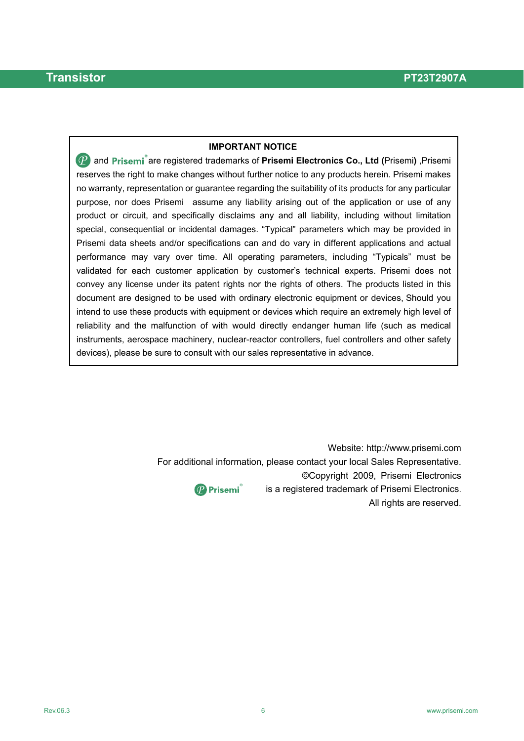**IMPORTANT NOTICE**

and Prisemi® are registered trademarks of **Prisemi Electronics Co., Ltd (**Prisemi**)** ,Prisemi reserves the right to make changes without further notice to any products herein. Prisemi makes no warranty, representation or guarantee regarding the suitability of its products for any particular purpose, nor does Prisemi assume any liability arising out of the application or use of any product or circuit, and specifically disclaims any and all liability, including without limitation special, consequential or incidental damages. "Typical" parameters which may be provided in Prisemi data sheets and/or specifications can and do vary in different applications and actual performance may vary over time. All operating parameters, including "Typicals" must be validated for each customer application by customer's technical experts. Prisemi does not convey any license under its patent rights nor the rights of others. The products listed in this document are designed to be used with ordinary electronic equipment or devices, Should you intend to use these products with equipment or devices which require an extremely high level of reliability and the malfunction of with would directly endanger human life (such as medical instruments, aerospace machinery, nuclear-reactor controllers, fuel controllers and other safety devices), please be sure to consult with our sales representative in advance.

Website: http://www.prisemi.com

For additional information, please contact your local Sales Representative.

©Copyright 2009, Prisemi Electronics

Prisemi® is a registered trademark of Prisemi Electronics.

All rights are reserved.